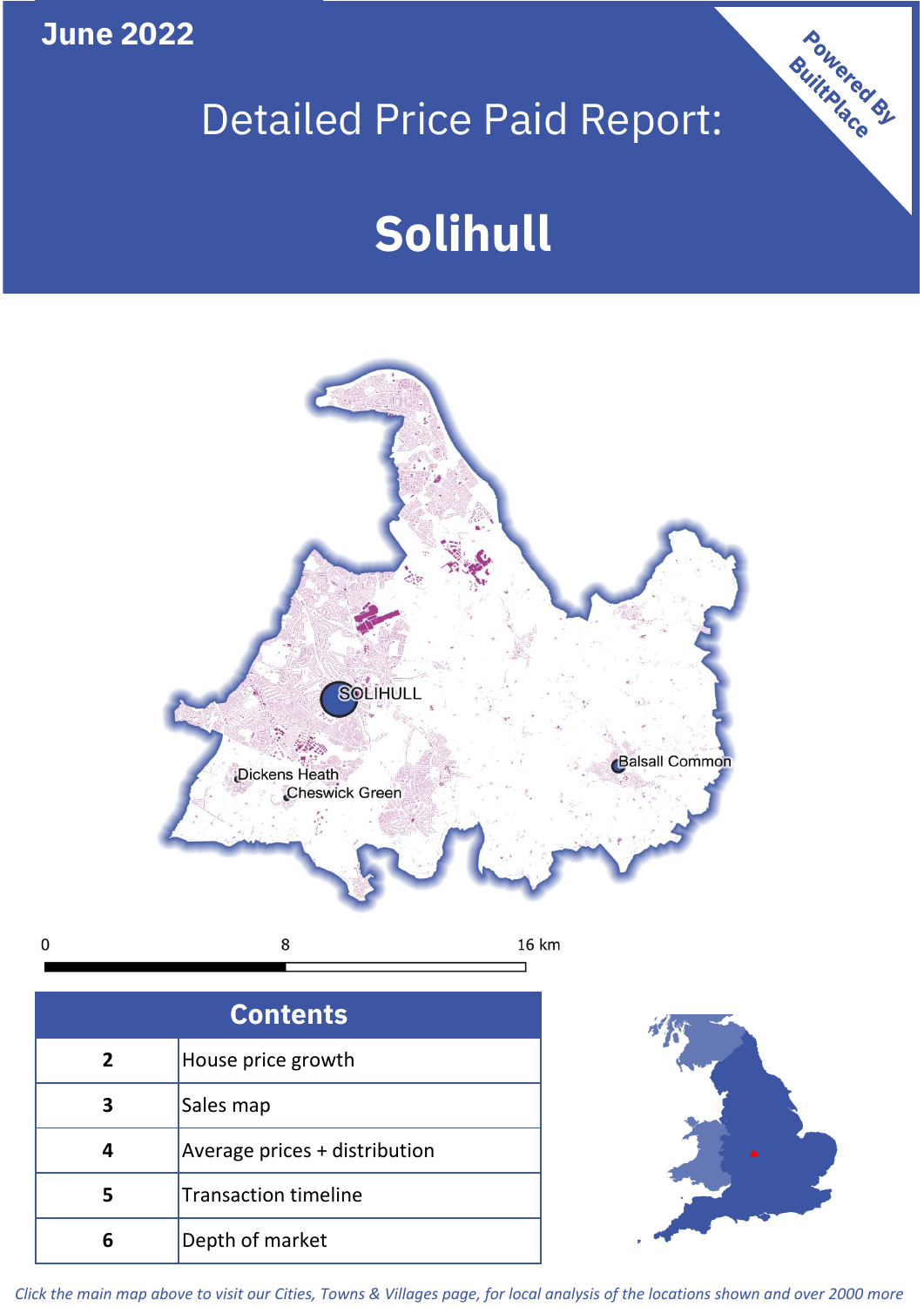June 2022

# Detailed Price Paid Report:

# Solihull

Powered By BuiltPlace

SOLIHULL

Dickens Heath

Cheswick Green

Balsall Common

0 8 16 km

| Contents | |
|---|---|
| 2 | House price growth |
| 3 | Sales map |
| 4 | Average prices + distribution |
| 5 | Transaction timeline |
| 6 | Depth of market |

*Click the main map above to visit our Cities, Towns & Villages page, for local analysis of the locations shown and over 2000 more*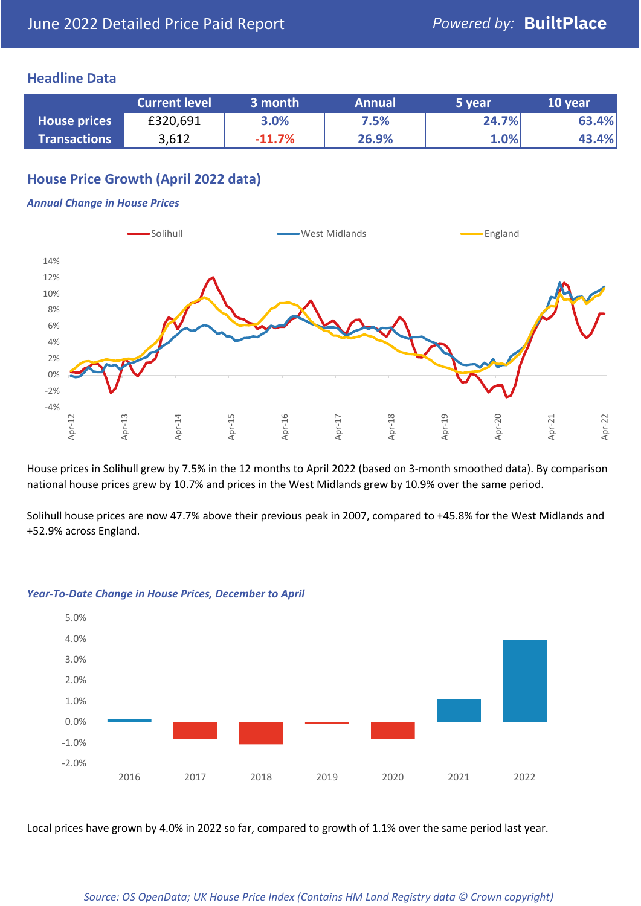June 2022 Detailed Price Paid Report

Powered by: **BuiltPlace**

## Headline Data

| | Current level | 3 month | Annual | 5 year | 10 year |
|---|---|---|---|---|---|
| **House prices** | £320,691 | 3.0% | 7.5% | 24.7% | 63.4% |
| **Transactions** | 3,612 | -11.7% | 26.9% | 1.0% | 43.4% |

## House Price Growth (April 2022 data)

***Annual Change in House Prices***

House prices in Solihull grew by 7.5% in the 12 months to April 2022 (based on 3-month smoothed data). By comparison national house prices grew by 10.7% and prices in the West Midlands grew by 10.9% over the same period.

Solihull house prices are now 47.7% above their previous peak in 2007, compared to +45.8% for the West Midlands and +52.9% across England.

***Year-To-Date Change in House Prices, December to April***

Local prices have grown by 4.0% in 2022 so far, compared to growth of 1.1% over the same period last year.

*Source: OS OpenData; UK House Price Index (Contains HM Land Registry data © Crown copyright)*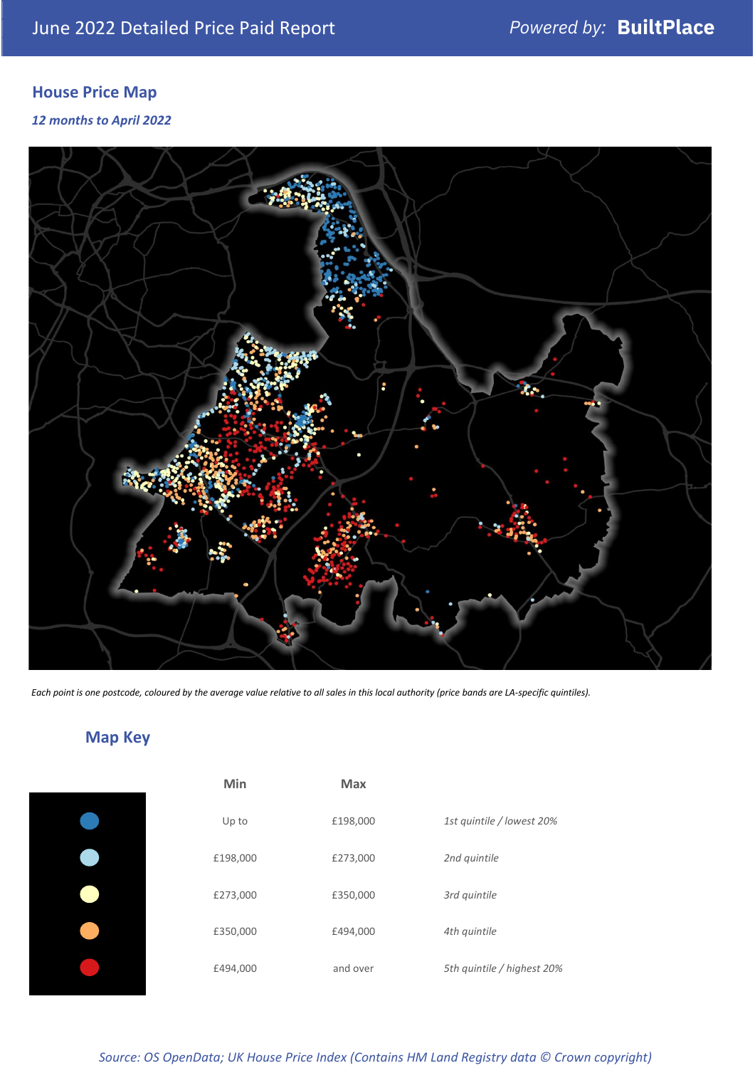## House Price Map

*12 months to April 2022*

*Each point is one postcode, coloured by the average value relative to all sales in this local authority (price bands are LA-specific quintiles).*

## Map Key

| | Min | Max | |
|---|---|---|---|
| Dark blue | Up to | £198,000 | *1st quintile / lowest 20%* |
| Light blue | £198,000 | £273,000 | *2nd quintile* |
| Pale yellow | £273,000 | £350,000 | *3rd quintile* |
| Orange | £350,000 | £494,000 | *4th quintile* |
| Red | £494,000 | and over | *5th quintile / highest 20%* |

*Source: OS OpenData; UK House Price Index (Contains HM Land Registry data © Crown copyright)*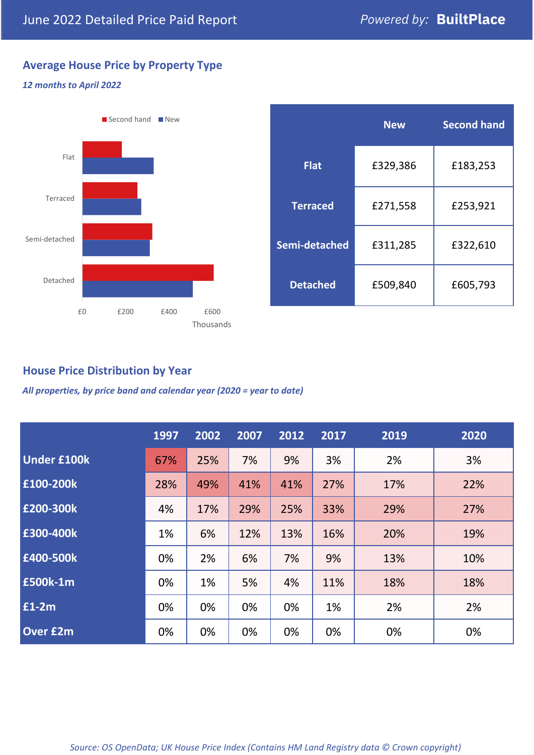June 2022 Detailed Price Paid Report — *Powered by:* **BuiltPlace**

## Average House Price by Property Type

***12 months to April 2022***

|  | New | Second hand |
|---|---|---|
| **Flat** | £329,386 | £183,253 |
| **Terraced** | £271,558 | £253,921 |
| **Semi-detached** | £311,285 | £322,610 |
| **Detached** | £509,840 | £605,793 |

## House Price Distribution by Year

***All properties, by price band and calendar year (2020 = year to date)***

|  | 1997 | 2002 | 2007 | 2012 | 2017 | 2019 | 2020 |
|---|---|---|---|---|---|---|---|
| **Under £100k** | 67% | 25% | 7% | 9% | 3% | 2% | 3% |
| **£100-200k** | 28% | 49% | 41% | 41% | 27% | 17% | 22% |
| **£200-300k** | 4% | 17% | 29% | 25% | 33% | 29% | 27% |
| **£300-400k** | 1% | 6% | 12% | 13% | 16% | 20% | 19% |
| **£400-500k** | 0% | 2% | 6% | 7% | 9% | 13% | 10% |
| **£500k-1m** | 0% | 1% | 5% | 4% | 11% | 18% | 18% |
| **£1-2m** | 0% | 0% | 0% | 0% | 1% | 2% | 2% |
| **Over £2m** | 0% | 0% | 0% | 0% | 0% | 0% | 0% |

*Source: OS OpenData; UK House Price Index (Contains HM Land Registry data © Crown copyright)*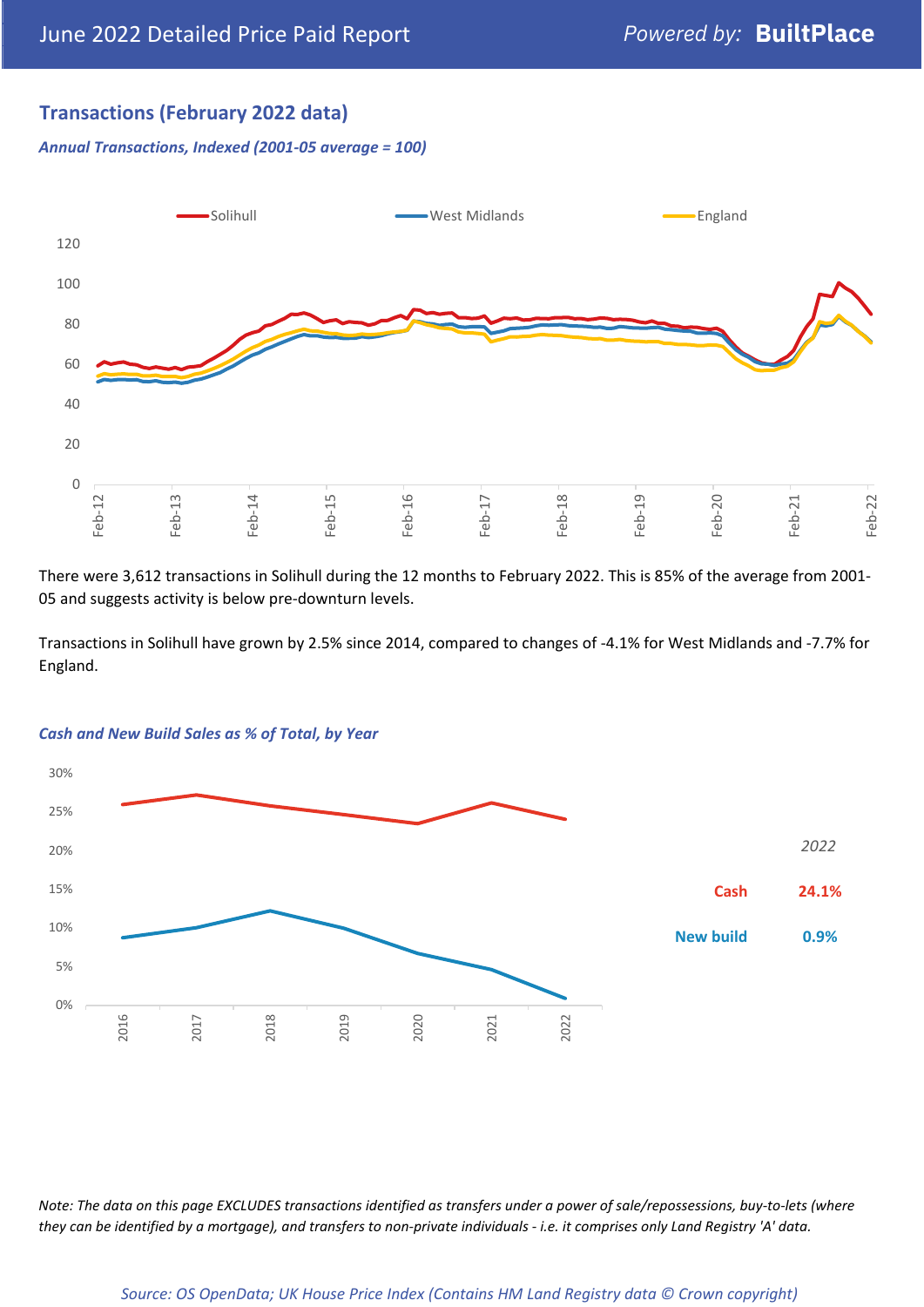## Transactions (February 2022 data)

*Annual Transactions, Indexed (2001-05 average = 100)*

There were 3,612 transactions in Solihull during the 12 months to February 2022. This is 85% of the average from 2001-05 and suggests activity is below pre-downturn levels.

Transactions in Solihull have grown by 2.5% since 2014, compared to changes of -4.1% for West Midlands and -7.7% for England.

*Cash and New Build Sales as % of Total, by Year*

| 2022 | |
|---|---|
| Cash | 24.1% |
| New build | 0.9% |

*Note: The data on this page EXCLUDES transactions identified as transfers under a power of sale/repossessions, buy-to-lets (where they can be identified by a mortgage), and transfers to non-private individuals - i.e. it comprises only Land Registry 'A' data.*

*Source: OS OpenData; UK House Price Index (Contains HM Land Registry data © Crown copyright)*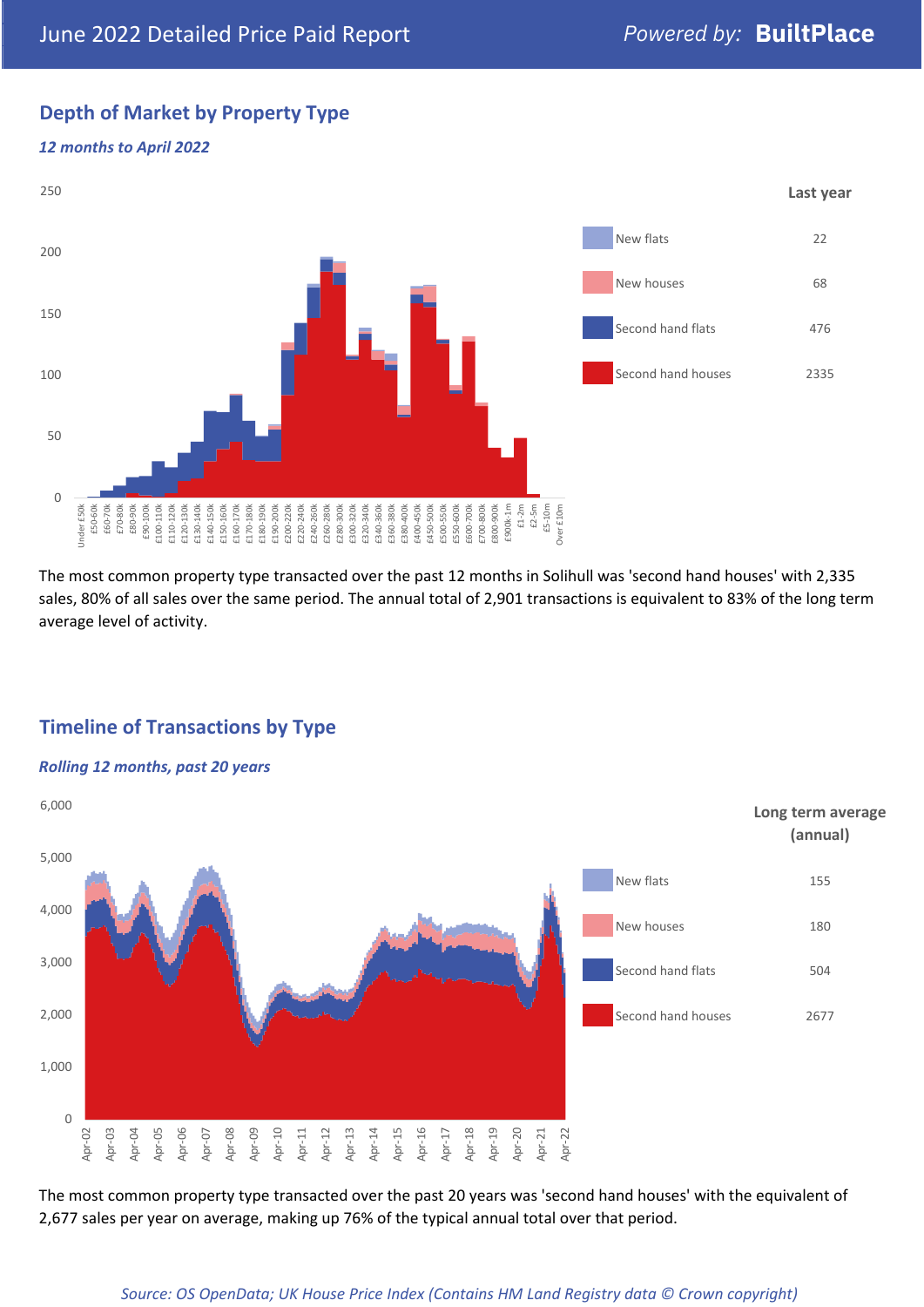June 2022 Detailed Price Paid Report

Powered by: **BuiltPlace**

## Depth of Market by Property Type

*12 months to April 2022*

250
200
150
100
50
0

Under £50k, £50-60k, £60-70k, £70-80k, £80-90k, £90-100k, £100-110k, £110-120k, £120-130k, £130-140k, £140-150k, £150-160k, £160-170k, £170-180k, £180-190k, £190-200k, £200-220k, £220-240k, £240-260k, £260-280k, £280-300k, £300-320k, £320-340k, £340-360k, £360-380k, £380-400k, £400-450k, £450-500k, £500-550k, £550-600k, £600-700k, £700-800k, £800-900k, £900k-1m, £1-2m, £2-5m, £5-10m, Over £10m

Last year

New flats 22

New houses 68

Second hand flats 476

Second hand houses 2335

The most common property type transacted over the past 12 months in Solihull was 'second hand houses' with 2,335 sales, 80% of all sales over the same period. The annual total of 2,901 transactions is equivalent to 83% of the long term average level of activity.

## Timeline of Transactions by Type

*Rolling 12 months, past 20 years*

6,000
5,000
4,000
3,000
2,000
1,000
0

Apr-02, Apr-03, Apr-04, Apr-05, Apr-06, Apr-07, Apr-08, Apr-09, Apr-10, Apr-11, Apr-12, Apr-13, Apr-14, Apr-15, Apr-16, Apr-17, Apr-18, Apr-19, Apr-20, Apr-21, Apr-22

Long term average (annual)

New flats 155

New houses 180

Second hand flats 504

Second hand houses 2677

The most common property type transacted over the past 20 years was 'second hand houses' with the equivalent of 2,677 sales per year on average, making up 76% of the typical annual total over that period.

*Source: OS OpenData; UK House Price Index (Contains HM Land Registry data © Crown copyright)*